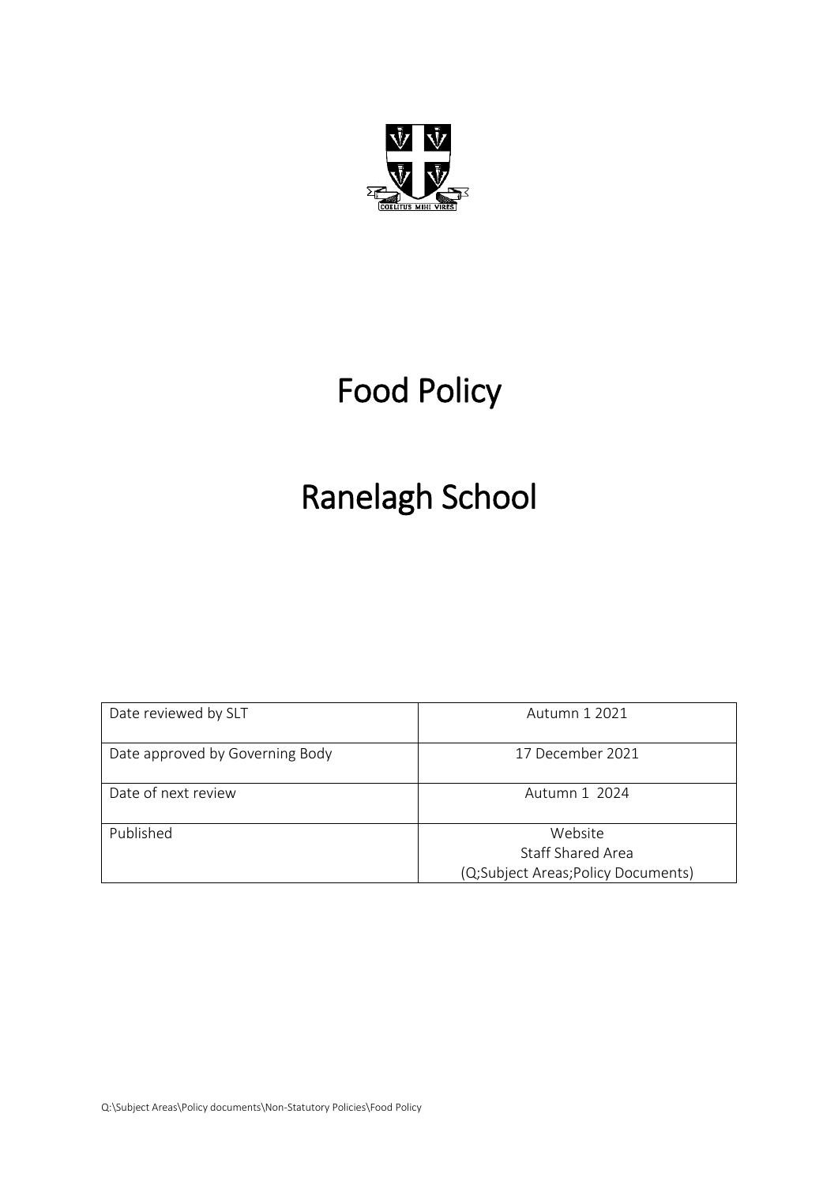# Food Policy

# Ranelagh School

| Date reviewed by SLT | Autumn 1 2021 |
|---|---|
| Date approved by Governing Body | 17 December 2021 |
| Date of next review | Autumn 1 2024 |
| Published | Website<br>Staff Shared Area<br>(Q;Subject Areas;Policy Documents) |

Q:\Subject Areas\Policy documents\Non-Statutory Policies\Food Policy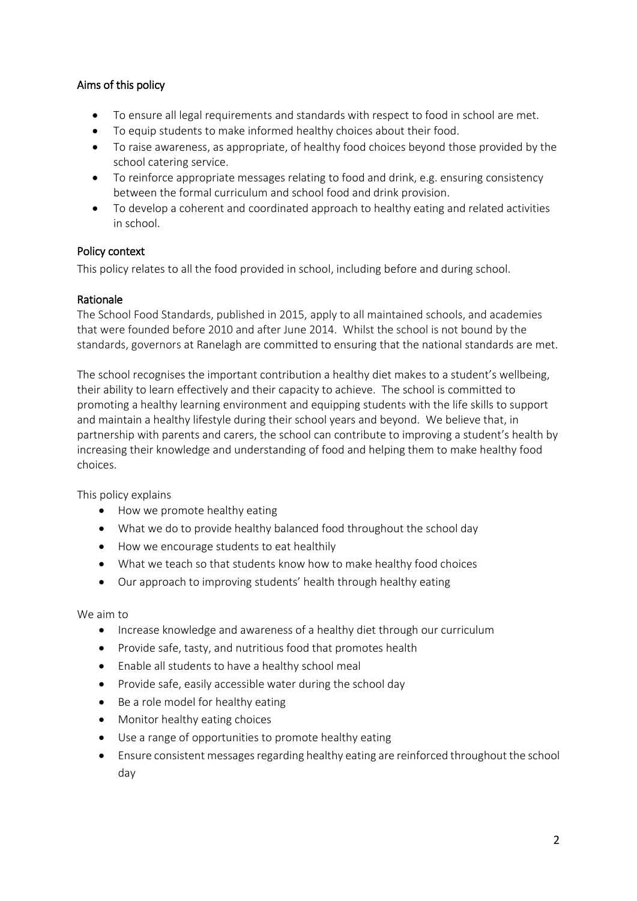## Aims of this policy

- To ensure all legal requirements and standards with respect to food in school are met.
- To equip students to make informed healthy choices about their food.
- To raise awareness, as appropriate, of healthy food choices beyond those provided by the school catering service.
- To reinforce appropriate messages relating to food and drink, e.g. ensuring consistency between the formal curriculum and school food and drink provision.
- To develop a coherent and coordinated approach to healthy eating and related activities in school.

## Policy context

This policy relates to all the food provided in school, including before and during school.

## Rationale

The School Food Standards, published in 2015, apply to all maintained schools, and academies that were founded before 2010 and after June 2014. Whilst the school is not bound by the standards, governors at Ranelagh are committed to ensuring that the national standards are met.

The school recognises the important contribution a healthy diet makes to a student's wellbeing, their ability to learn effectively and their capacity to achieve. The school is committed to promoting a healthy learning environment and equipping students with the life skills to support and maintain a healthy lifestyle during their school years and beyond. We believe that, in partnership with parents and carers, the school can contribute to improving a student's health by increasing their knowledge and understanding of food and helping them to make healthy food choices.

This policy explains

- How we promote healthy eating
- What we do to provide healthy balanced food throughout the school day
- How we encourage students to eat healthily
- What we teach so that students know how to make healthy food choices
- Our approach to improving students' health through healthy eating

We aim to

- Increase knowledge and awareness of a healthy diet through our curriculum
- Provide safe, tasty, and nutritious food that promotes health
- Enable all students to have a healthy school meal
- Provide safe, easily accessible water during the school day
- Be a role model for healthy eating
- Monitor healthy eating choices
- Use a range of opportunities to promote healthy eating
- Ensure consistent messages regarding healthy eating are reinforced throughout the school day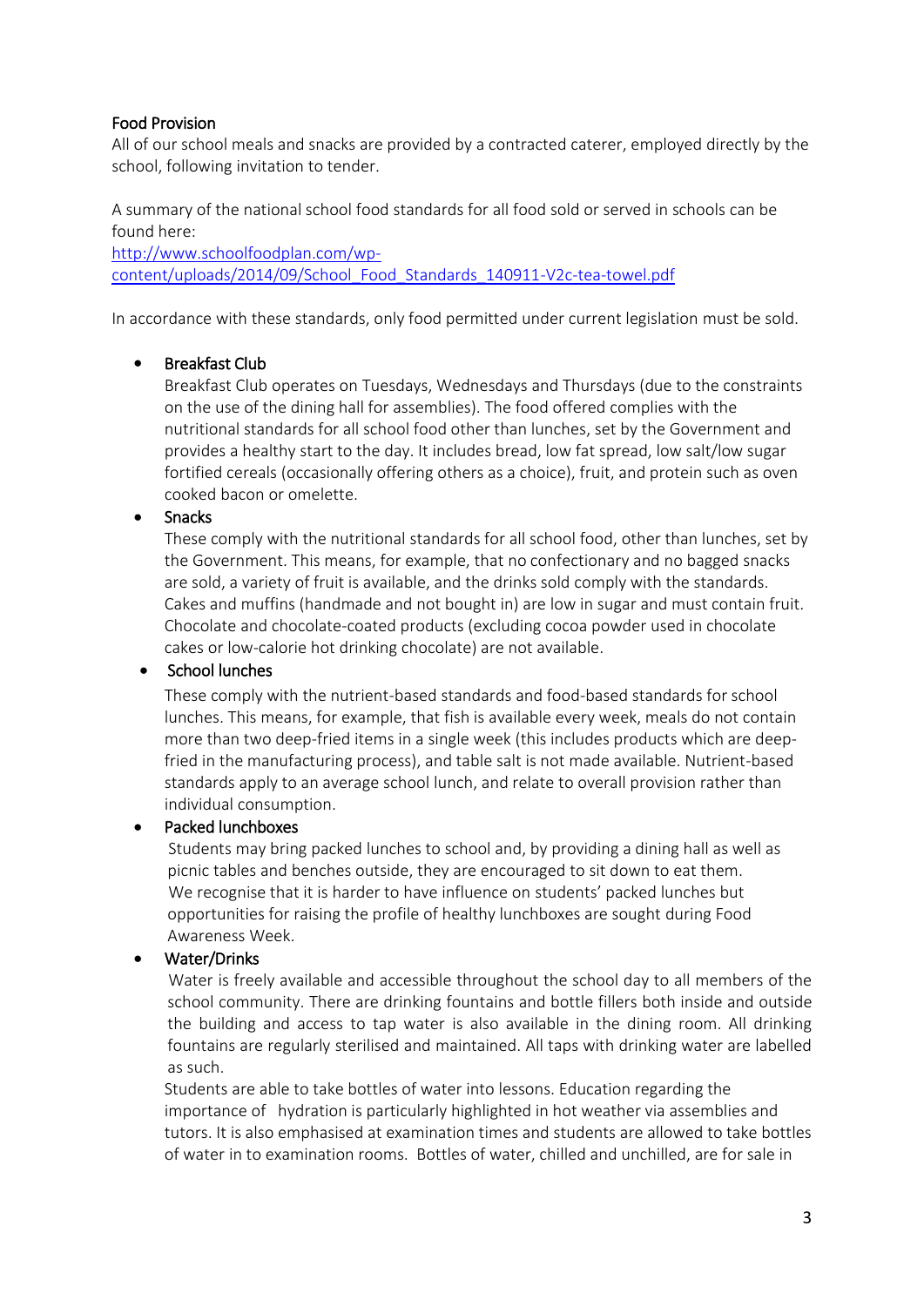## Food Provision

All of our school meals and snacks are provided by a contracted caterer, employed directly by the school, following invitation to tender.

A summary of the national school food standards for all food sold or served in schools can be found here:
[http://www.schoolfoodplan.com/wp-content/uploads/2014/09/School_Food_Standards_140911-V2c-tea-towel.pdf](http://www.schoolfoodplan.com/wp-content/uploads/2014/09/School_Food_Standards_140911-V2c-tea-towel.pdf)

In accordance with these standards, only food permitted under current legislation must be sold.

- **Breakfast Club**
  Breakfast Club operates on Tuesdays, Wednesdays and Thursdays (due to the constraints on the use of the dining hall for assemblies). The food offered complies with the nutritional standards for all school food other than lunches, set by the Government and provides a healthy start to the day. It includes bread, low fat spread, low salt/low sugar fortified cereals (occasionally offering others as a choice), fruit, and protein such as oven cooked bacon or omelette.
- **Snacks**
  These comply with the nutritional standards for all school food, other than lunches, set by the Government. This means, for example, that no confectionary and no bagged snacks are sold, a variety of fruit is available, and the drinks sold comply with the standards. Cakes and muffins (handmade and not bought in) are low in sugar and must contain fruit. Chocolate and chocolate-coated products (excluding cocoa powder used in chocolate cakes or low-calorie hot drinking chocolate) are not available.
- **School lunches**
  These comply with the nutrient-based standards and food-based standards for school lunches. This means, for example, that fish is available every week, meals do not contain more than two deep-fried items in a single week (this includes products which are deep-fried in the manufacturing process), and table salt is not made available. Nutrient-based standards apply to an average school lunch, and relate to overall provision rather than individual consumption.
- **Packed lunchboxes**
  Students may bring packed lunches to school and, by providing a dining hall as well as picnic tables and benches outside, they are encouraged to sit down to eat them. We recognise that it is harder to have influence on students' packed lunches but opportunities for raising the profile of healthy lunchboxes are sought during Food Awareness Week.
- **Water/Drinks**
  Water is freely available and accessible throughout the school day to all members of the school community. There are drinking fountains and bottle fillers both inside and outside the building and access to tap water is also available in the dining room. All drinking fountains are regularly sterilised and maintained. All taps with drinking water are labelled as such.
  Students are able to take bottles of water into lessons. Education regarding the importance of hydration is particularly highlighted in hot weather via assemblies and tutors. It is also emphasised at examination times and students are allowed to take bottles of water in to examination rooms. Bottles of water, chilled and unchilled, are for sale in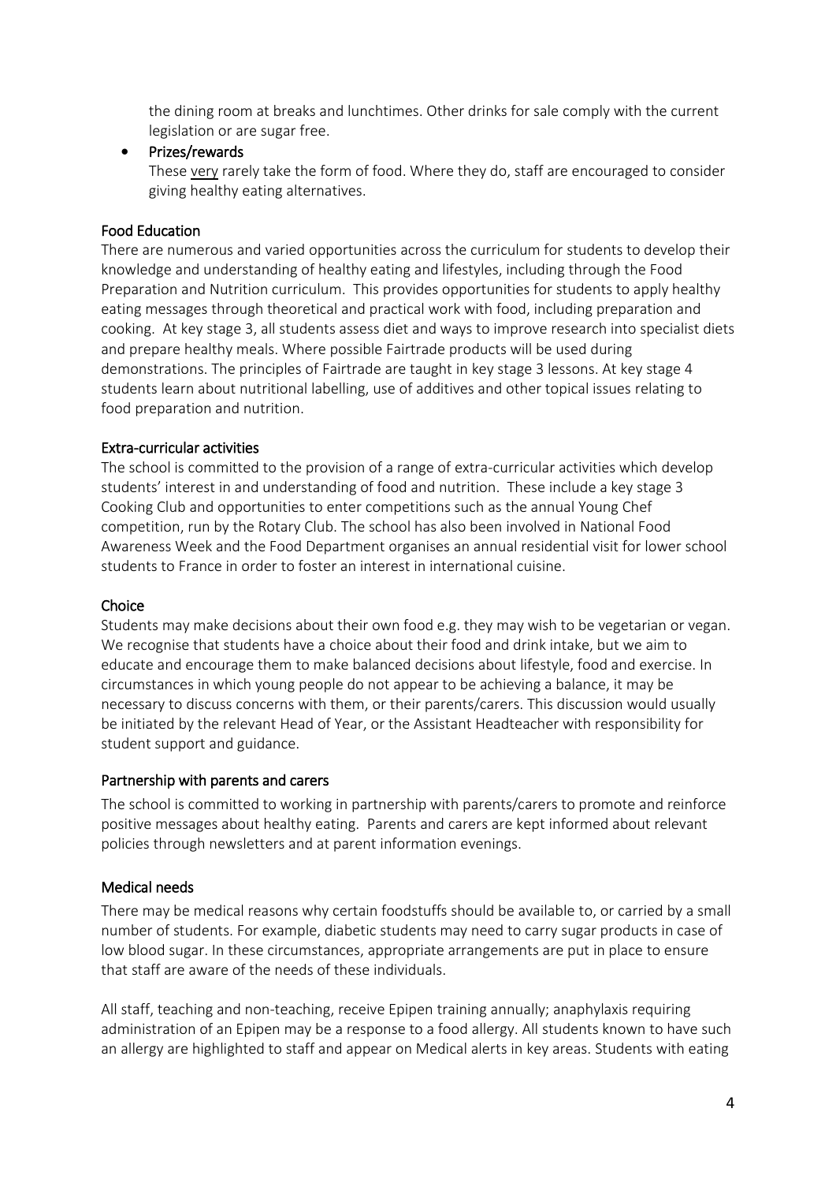the dining room at breaks and lunchtimes. Other drinks for sale comply with the current legislation or are sugar free.

- Prizes/rewards

  These <u>very</u> rarely take the form of food. Where they do, staff are encouraged to consider giving healthy eating alternatives.

### Food Education

There are numerous and varied opportunities across the curriculum for students to develop their knowledge and understanding of healthy eating and lifestyles, including through the Food Preparation and Nutrition curriculum. This provides opportunities for students to apply healthy eating messages through theoretical and practical work with food, including preparation and cooking. At key stage 3, all students assess diet and ways to improve research into specialist diets and prepare healthy meals. Where possible Fairtrade products will be used during demonstrations. The principles of Fairtrade are taught in key stage 3 lessons. At key stage 4 students learn about nutritional labelling, use of additives and other topical issues relating to food preparation and nutrition.

### Extra-curricular activities

The school is committed to the provision of a range of extra-curricular activities which develop students' interest in and understanding of food and nutrition. These include a key stage 3 Cooking Club and opportunities to enter competitions such as the annual Young Chef competition, run by the Rotary Club. The school has also been involved in National Food Awareness Week and the Food Department organises an annual residential visit for lower school students to France in order to foster an interest in international cuisine.

### Choice

Students may make decisions about their own food e.g. they may wish to be vegetarian or vegan. We recognise that students have a choice about their food and drink intake, but we aim to educate and encourage them to make balanced decisions about lifestyle, food and exercise. In circumstances in which young people do not appear to be achieving a balance, it may be necessary to discuss concerns with them, or their parents/carers. This discussion would usually be initiated by the relevant Head of Year, or the Assistant Headteacher with responsibility for student support and guidance.

### Partnership with parents and carers

The school is committed to working in partnership with parents/carers to promote and reinforce positive messages about healthy eating. Parents and carers are kept informed about relevant policies through newsletters and at parent information evenings.

### Medical needs

There may be medical reasons why certain foodstuffs should be available to, or carried by a small number of students. For example, diabetic students may need to carry sugar products in case of low blood sugar. In these circumstances, appropriate arrangements are put in place to ensure that staff are aware of the needs of these individuals.

All staff, teaching and non-teaching, receive Epipen training annually; anaphylaxis requiring administration of an Epipen may be a response to a food allergy. All students known to have such an allergy are highlighted to staff and appear on Medical alerts in key areas. Students with eating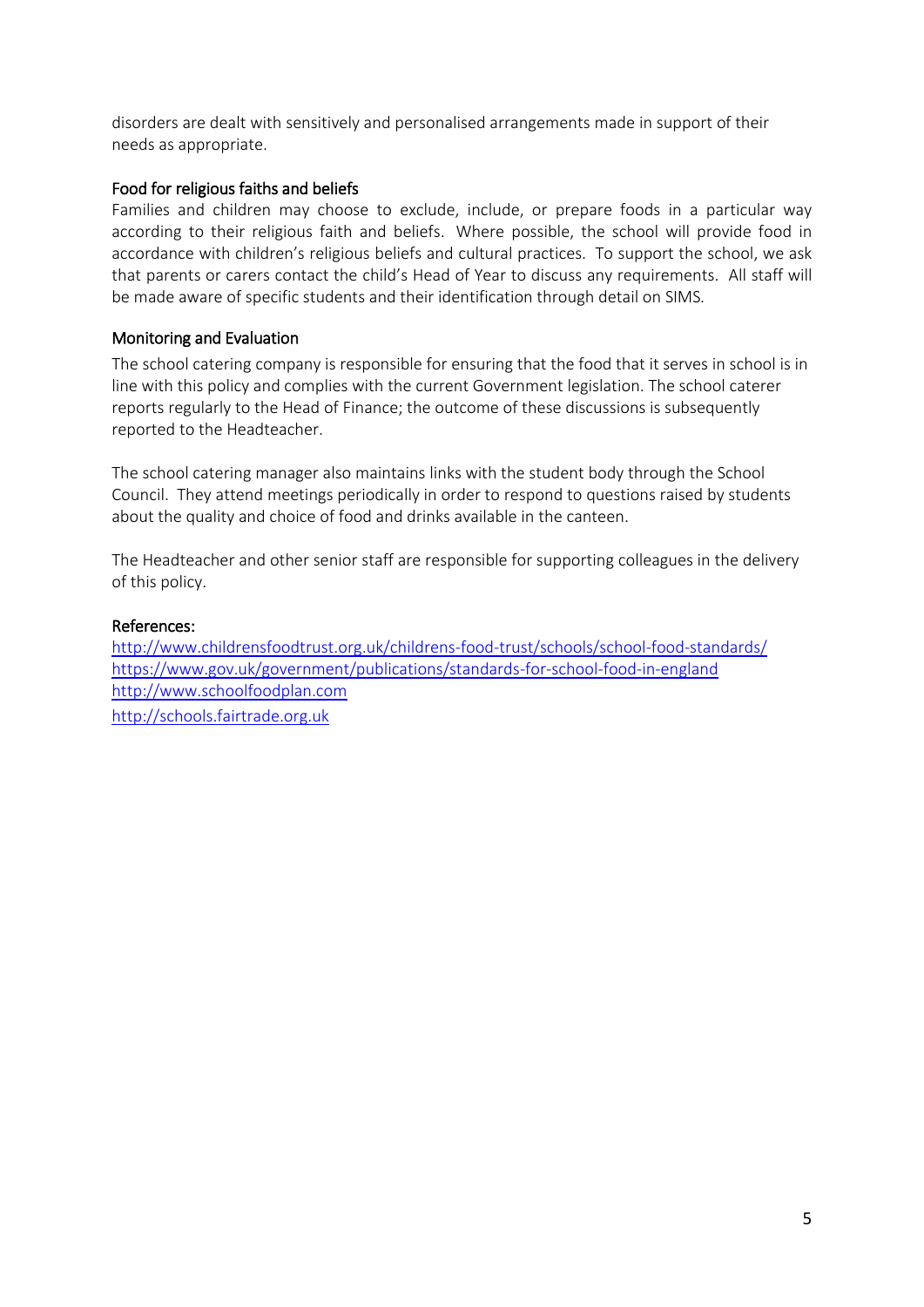disorders are dealt with sensitively and personalised arrangements made in support of their needs as appropriate.

## Food for religious faiths and beliefs

Families and children may choose to exclude, include, or prepare foods in a particular way according to their religious faith and beliefs. Where possible, the school will provide food in accordance with children's religious beliefs and cultural practices. To support the school, we ask that parents or carers contact the child's Head of Year to discuss any requirements. All staff will be made aware of specific students and their identification through detail on SIMS.

## Monitoring and Evaluation

The school catering company is responsible for ensuring that the food that it serves in school is in line with this policy and complies with the current Government legislation. The school caterer reports regularly to the Head of Finance; the outcome of these discussions is subsequently reported to the Headteacher.

The school catering manager also maintains links with the student body through the School Council. They attend meetings periodically in order to respond to questions raised by students about the quality and choice of food and drinks available in the canteen.

The Headteacher and other senior staff are responsible for supporting colleagues in the delivery of this policy.

## References:

http://www.childrensfoodtrust.org.uk/childrens-food-trust/schools/school-food-standards/
https://www.gov.uk/government/publications/standards-for-school-food-in-england
http://www.schoolfoodplan.com
http://schools.fairtrade.org.uk